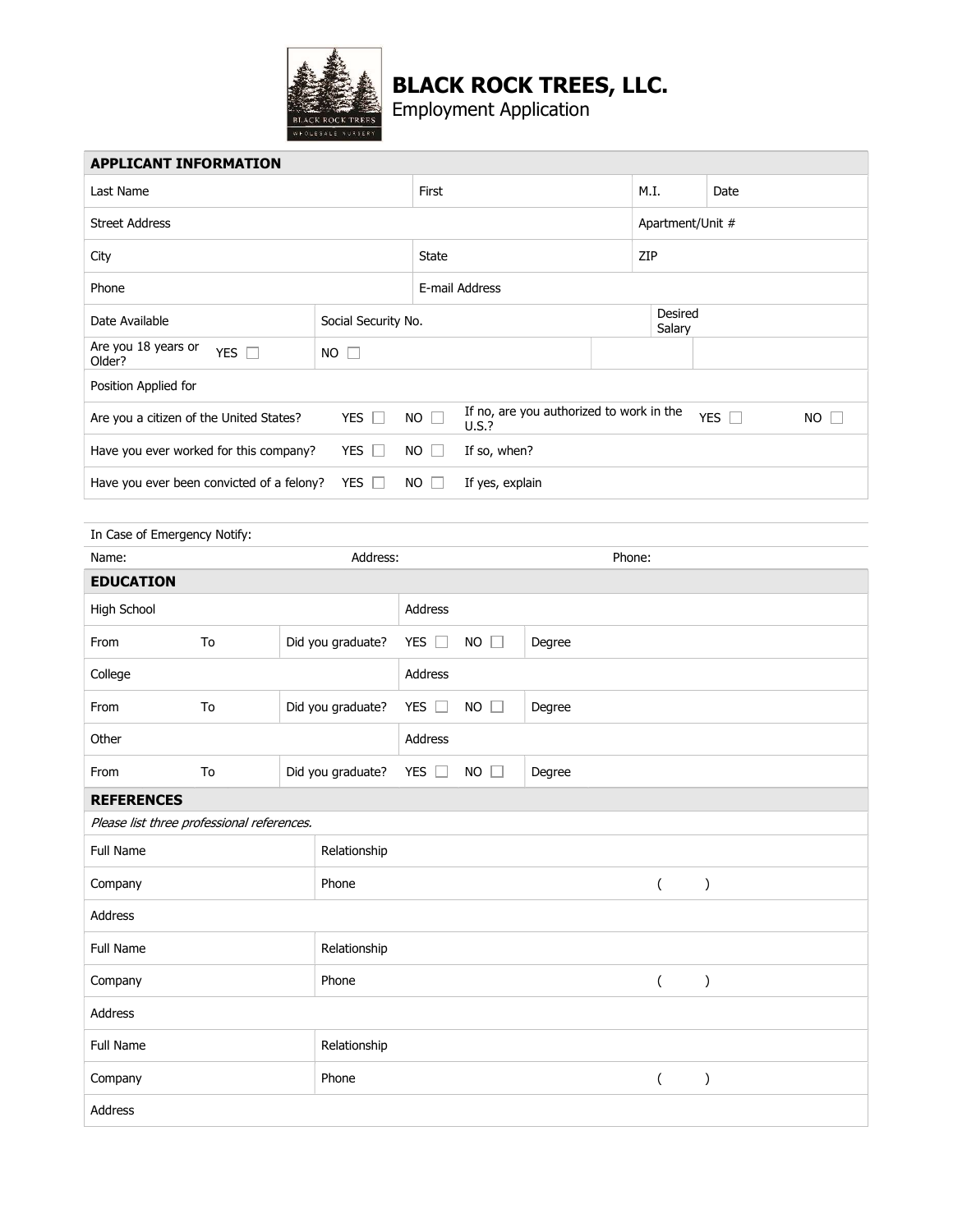# BLACK ROCK TREES, LLC.

Employment Application

| APPLICANT INFORMATION | | | | | | | |
|---|---|---|---|---|---|---|---|
| Last Name | | First | | | M.I. | Date | |
| Street Address | | | | | Apartment/Unit # | | |
| City | | State | | | ZIP | | |
| Phone | | E-mail Address | | | | | |
| Date Available | Social Security No. | | | | Desired Salary | | |
| Are you 18 years or Older? YES ☐ | NO ☐ | | | | | | |
| Position Applied for | | | | | | | |
| Are you a citizen of the United States? | YES ☐ | NO ☐ | If no, are you authorized to work in the U.S.? | | YES ☐ | NO ☐ | |
| Have you ever worked for this company? | YES ☐ | NO ☐ | If so, when? | | | | |
| Have you ever been convicted of a felony? | YES ☐ | NO ☐ | If yes, explain | | | | |

In Case of Emergency Notify:

| Name: | Address: | Phone: |
|---|---|---|

| EDUCATION | | | | | |
|---|---|---|---|---|---|
| High School | | | Address | | |
| From | To | Did you graduate? | YES ☐ | NO ☐ | Degree |
| College | | | Address | | |
| From | To | Did you graduate? | YES ☐ | NO ☐ | Degree |
| Other | | | Address | | |
| From | To | Did you graduate? | YES ☐ | NO ☐ | Degree |

| REFERENCES | |
|---|---|
| *Please list three professional references.* | |
| Full Name | Relationship |
| Company | Phone ( ) |
| Address | |
| Full Name | Relationship |
| Company | Phone ( ) |
| Address | |
| Full Name | Relationship |
| Company | Phone ( ) |
| Address | |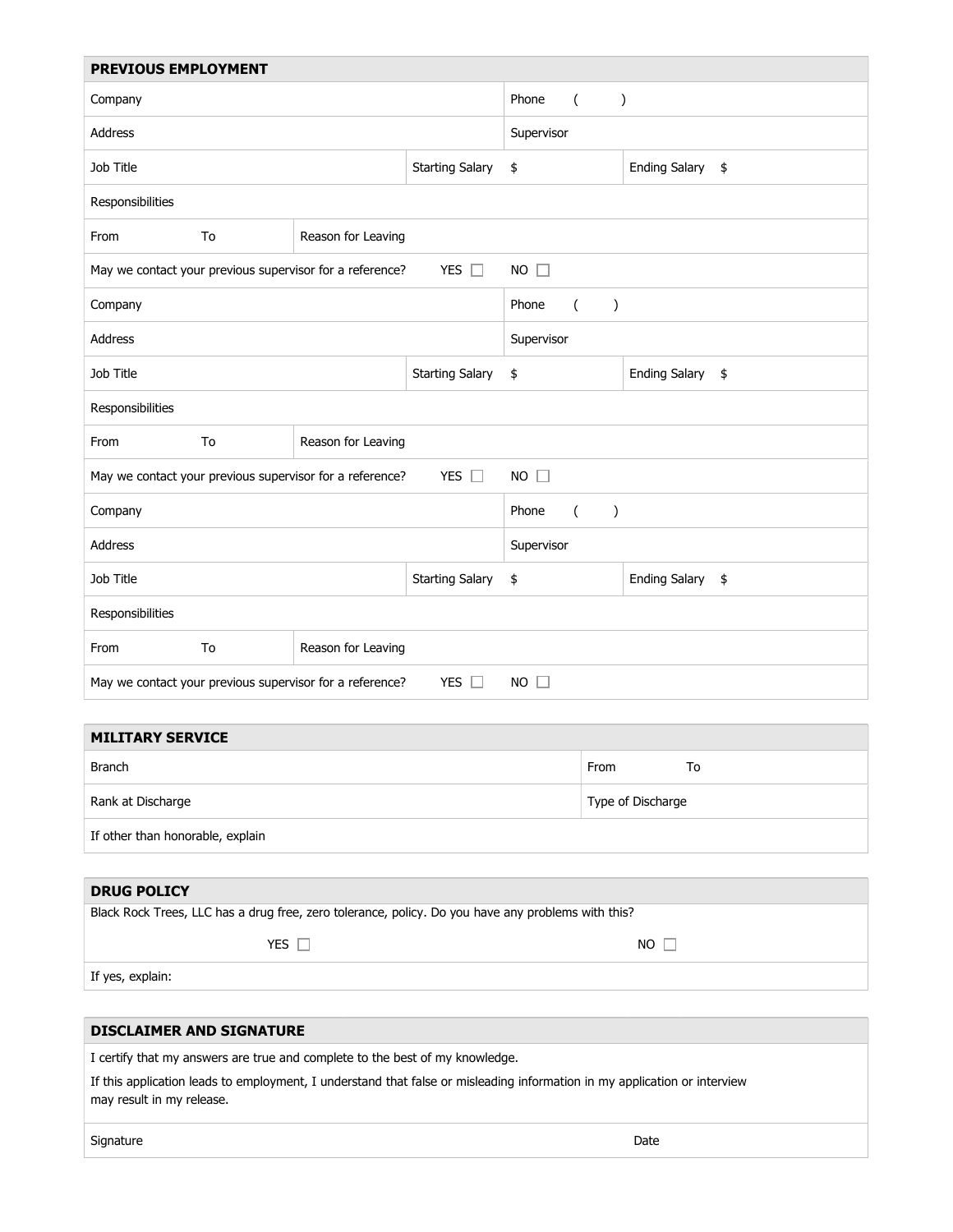## PREVIOUS EMPLOYMENT

| | | | |
|---|---|---|---|
| Company | | Phone ( ) | |
| Address | | Supervisor | |
| Job Title | Starting Salary | $ | Ending Salary $ |
| Responsibilities | | | |
| From To | Reason for Leaving | | |
| May we contact your previous supervisor for a reference? YES ☐ | NO ☐ | | |
| Company | | Phone ( ) | |
| Address | | Supervisor | |
| Job Title | Starting Salary | $ | Ending Salary $ |
| Responsibilities | | | |
| From To | Reason for Leaving | | |
| May we contact your previous supervisor for a reference? YES ☐ | NO ☐ | | |
| Company | | Phone ( ) | |
| Address | | Supervisor | |
| Job Title | Starting Salary | $ | Ending Salary $ |
| Responsibilities | | | |
| From To | Reason for Leaving | | |
| May we contact your previous supervisor for a reference? YES ☐ | NO ☐ | | |

## MILITARY SERVICE

| | |
|---|---|
| Branch | From To |
| Rank at Discharge | Type of Discharge |
| If other than honorable, explain | |

## DRUG POLICY

Black Rock Trees, LLC has a drug free, zero tolerance, policy. Do you have any problems with this?

YES ☐ NO ☐

If yes, explain:

## DISCLAIMER AND SIGNATURE

I certify that my answers are true and complete to the best of my knowledge.

If this application leads to employment, I understand that false or misleading information in my application or interview may result in my release.

| | |
|---|---|
| Signature | Date |